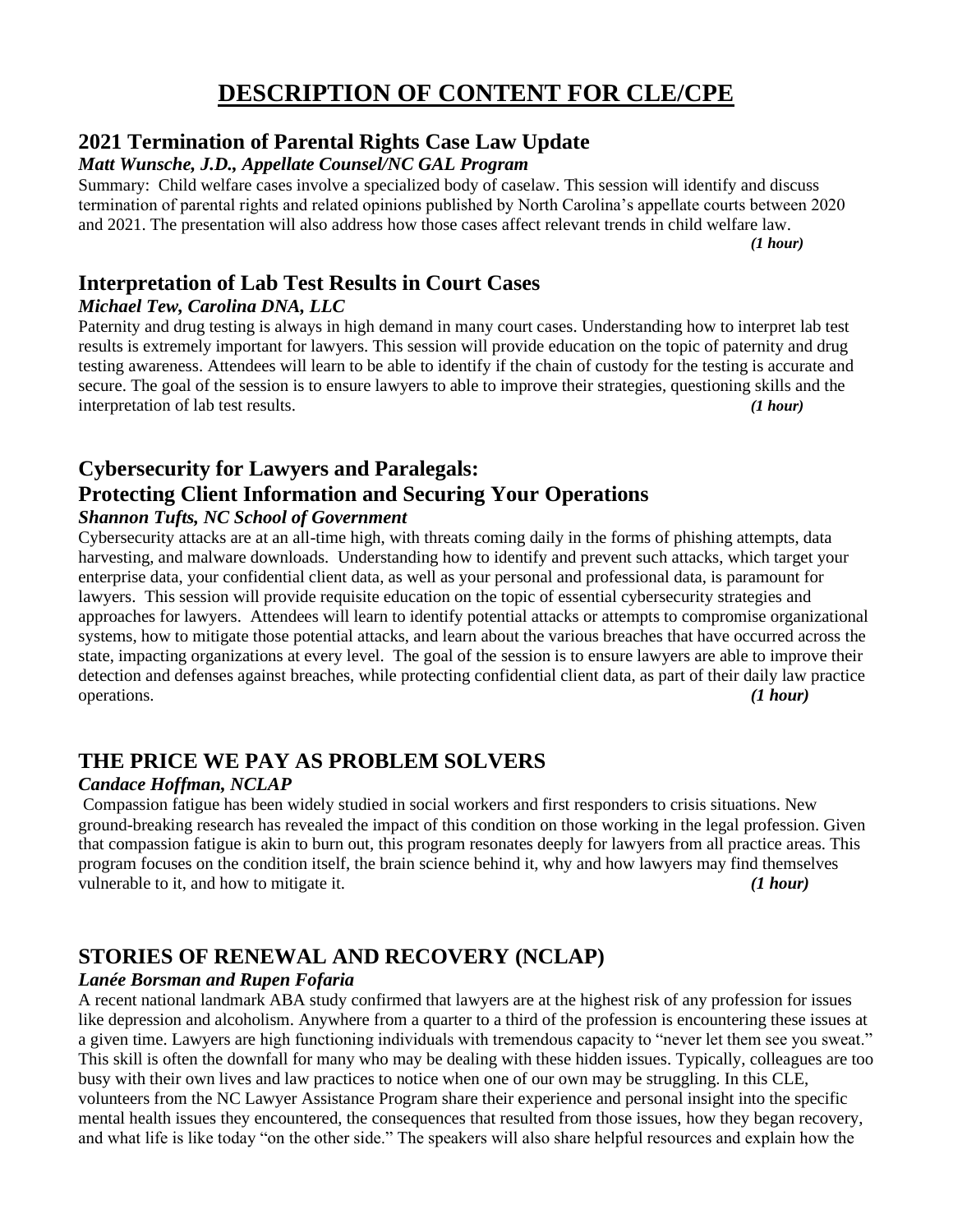# DESCRIPTION OF CONTENT FOR CLE/CPE

## 2021 Termination of Parental Rights Case Law Update

***Matt Wunsche, J.D., Appellate Counsel/NC GAL Program***

Summary: Child welfare cases involve a specialized body of caselaw. This session will identify and discuss termination of parental rights and related opinions published by North Carolina's appellate courts between 2020 and 2021. The presentation will also address how those cases affect relevant trends in child welfare law.

***(1 hour)***

## Interpretation of Lab Test Results in Court Cases

***Michael Tew, Carolina DNA, LLC***

Paternity and drug testing is always in high demand in many court cases. Understanding how to interpret lab test results is extremely important for lawyers. This session will provide education on the topic of paternity and drug testing awareness. Attendees will learn to be able to identify if the chain of custody for the testing is accurate and secure. The goal of the session is to ensure lawyers to able to improve their strategies, questioning skills and the interpretation of lab test results. ***(1 hour)***

## Cybersecurity for Lawyers and Paralegals: Protecting Client Information and Securing Your Operations

***Shannon Tufts, NC School of Government***

Cybersecurity attacks are at an all-time high, with threats coming daily in the forms of phishing attempts, data harvesting, and malware downloads. Understanding how to identify and prevent such attacks, which target your enterprise data, your confidential client data, as well as your personal and professional data, is paramount for lawyers. This session will provide requisite education on the topic of essential cybersecurity strategies and approaches for lawyers. Attendees will learn to identify potential attacks or attempts to compromise organizational systems, how to mitigate those potential attacks, and learn about the various breaches that have occurred across the state, impacting organizations at every level. The goal of the session is to ensure lawyers are able to improve their detection and defenses against breaches, while protecting confidential client data, as part of their daily law practice operations. ***(1 hour)***

## THE PRICE WE PAY AS PROBLEM SOLVERS

***Candace Hoffman, NCLAP***

Compassion fatigue has been widely studied in social workers and first responders to crisis situations. New ground-breaking research has revealed the impact of this condition on those working in the legal profession. Given that compassion fatigue is akin to burn out, this program resonates deeply for lawyers from all practice areas. This program focuses on the condition itself, the brain science behind it, why and how lawyers may find themselves vulnerable to it, and how to mitigate it. ***(1 hour)***

## STORIES OF RENEWAL AND RECOVERY (NCLAP)

***Lanée Borsman and Rupen Fofaria***

A recent national landmark ABA study confirmed that lawyers are at the highest risk of any profession for issues like depression and alcoholism. Anywhere from a quarter to a third of the profession is encountering these issues at a given time. Lawyers are high functioning individuals with tremendous capacity to "never let them see you sweat." This skill is often the downfall for many who may be dealing with these hidden issues. Typically, colleagues are too busy with their own lives and law practices to notice when one of our own may be struggling. In this CLE, volunteers from the NC Lawyer Assistance Program share their experience and personal insight into the specific mental health issues they encountered, the consequences that resulted from those issues, how they began recovery, and what life is like today "on the other side." The speakers will also share helpful resources and explain how the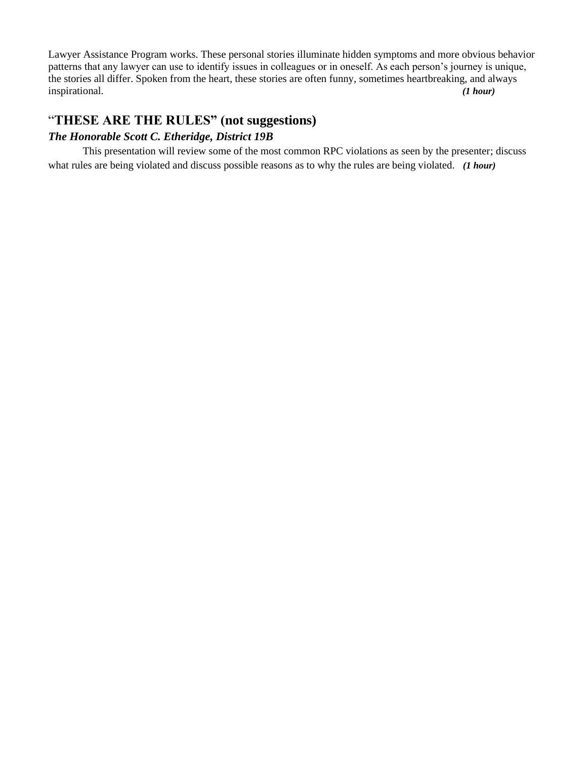Lawyer Assistance Program works. These personal stories illuminate hidden symptoms and more obvious behavior patterns that any lawyer can use to identify issues in colleagues or in oneself. As each person's journey is unique, the stories all differ. Spoken from the heart, these stories are often funny, sometimes heartbreaking, and always inspirational. ***(1 hour)***

## "THESE ARE THE RULES" (not suggestions)

***The Honorable Scott C. Etheridge, District 19B***

This presentation will review some of the most common RPC violations as seen by the presenter; discuss what rules are being violated and discuss possible reasons as to why the rules are being violated. ***(1 hour)***